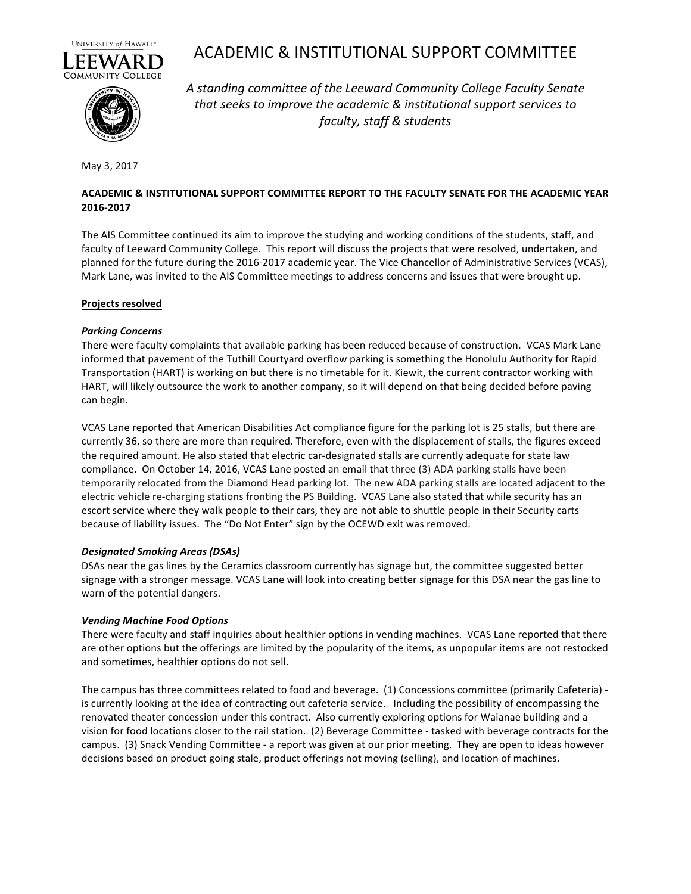# ACADEMIC & INSTITUTIONAL SUPPORT COMMITTEE

*A standing committee of the Leeward Community College Faculty Senate that seeks to improve the academic & institutional support services to faculty, staff & students*

May 3, 2017

**ACADEMIC & INSTITUTIONAL SUPPORT COMMITTEE REPORT TO THE FACULTY SENATE FOR THE ACADEMIC YEAR 2016-2017**

The AIS Committee continued its aim to improve the studying and working conditions of the students, staff, and faculty of Leeward Community College. This report will discuss the projects that were resolved, undertaken, and planned for the future during the 2016-2017 academic year. The Vice Chancellor of Administrative Services (VCAS), Mark Lane, was invited to the AIS Committee meetings to address concerns and issues that were brought up.

## Projects resolved

### *Parking Concerns*

There were faculty complaints that available parking has been reduced because of construction. VCAS Mark Lane informed that pavement of the Tuthill Courtyard overflow parking is something the Honolulu Authority for Rapid Transportation (HART) is working on but there is no timetable for it. Kiewit, the current contractor working with HART, will likely outsource the work to another company, so it will depend on that being decided before paving can begin.

VCAS Lane reported that American Disabilities Act compliance figure for the parking lot is 25 stalls, but there are currently 36, so there are more than required. Therefore, even with the displacement of stalls, the figures exceed the required amount. He also stated that electric car-designated stalls are currently adequate for state law compliance. On October 14, 2016, VCAS Lane posted an email that three (3) ADA parking stalls have been temporarily relocated from the Diamond Head parking lot. The new ADA parking stalls are located adjacent to the electric vehicle re-charging stations fronting the PS Building. VCAS Lane also stated that while security has an escort service where they walk people to their cars, they are not able to shuttle people in their Security carts because of liability issues. The "Do Not Enter" sign by the OCEWD exit was removed.

### *Designated Smoking Areas (DSAs)*

DSAs near the gas lines by the Ceramics classroom currently has signage but, the committee suggested better signage with a stronger message. VCAS Lane will look into creating better signage for this DSA near the gas line to warn of the potential dangers.

### *Vending Machine Food Options*

There were faculty and staff inquiries about healthier options in vending machines. VCAS Lane reported that there are other options but the offerings are limited by the popularity of the items, as unpopular items are not restocked and sometimes, healthier options do not sell.

The campus has three committees related to food and beverage. (1) Concessions committee (primarily Cafeteria) - is currently looking at the idea of contracting out cafeteria service. Including the possibility of encompassing the renovated theater concession under this contract. Also currently exploring options for Waianae building and a vision for food locations closer to the rail station. (2) Beverage Committee - tasked with beverage contracts for the campus. (3) Snack Vending Committee - a report was given at our prior meeting. They are open to ideas however decisions based on product going stale, product offerings not moving (selling), and location of machines.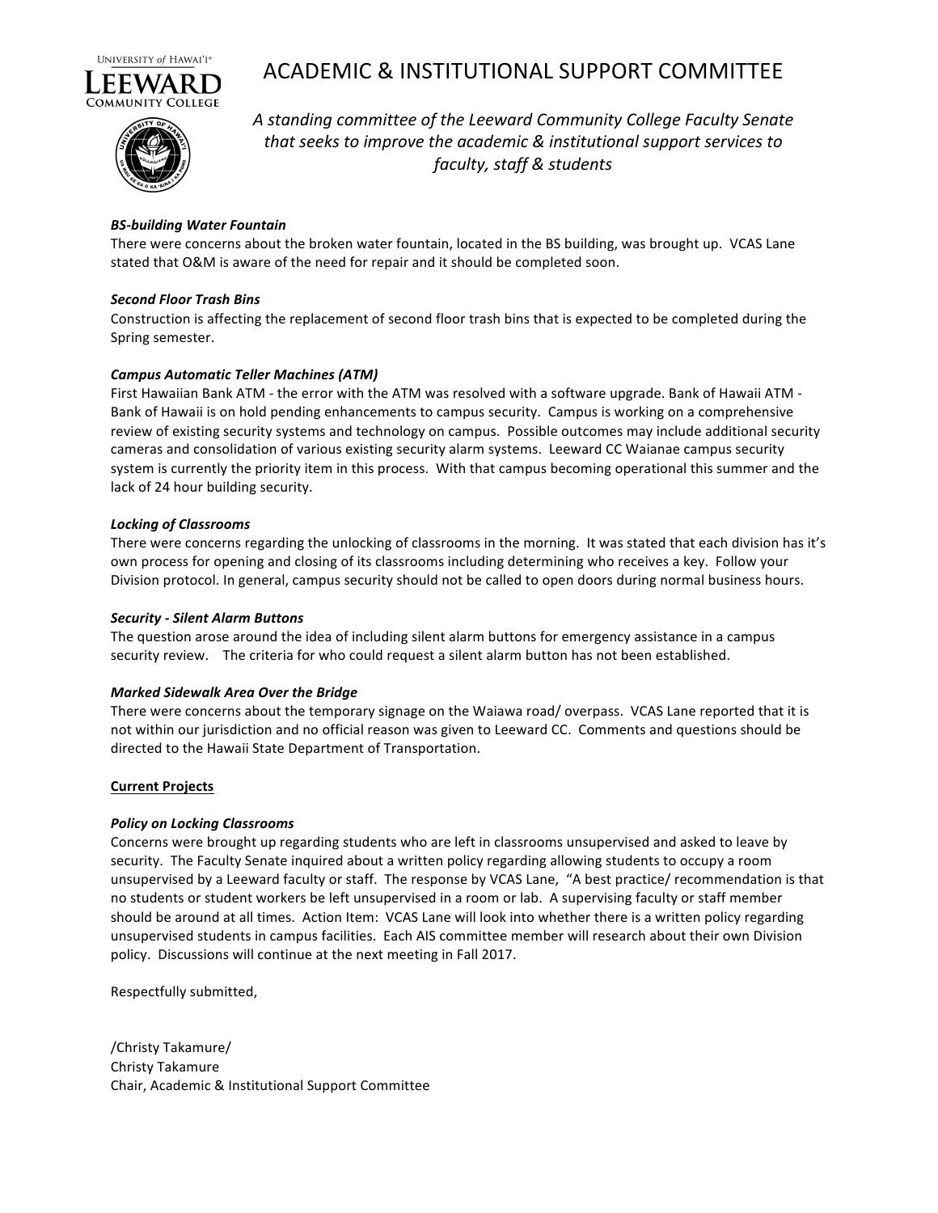# ACADEMIC & INSTITUTIONAL SUPPORT COMMITTEE

*A standing committee of the Leeward Community College Faculty Senate that seeks to improve the academic & institutional support services to faculty, staff & students*

***BS-building Water Fountain***
There were concerns about the broken water fountain, located in the BS building, was brought up. VCAS Lane stated that O&M is aware of the need for repair and it should be completed soon.

***Second Floor Trash Bins***
Construction is affecting the replacement of second floor trash bins that is expected to be completed during the Spring semester.

***Campus Automatic Teller Machines (ATM)***
First Hawaiian Bank ATM - the error with the ATM was resolved with a software upgrade. Bank of Hawaii ATM - Bank of Hawaii is on hold pending enhancements to campus security. Campus is working on a comprehensive review of existing security systems and technology on campus. Possible outcomes may include additional security cameras and consolidation of various existing security alarm systems. Leeward CC Waianae campus security system is currently the priority item in this process. With that campus becoming operational this summer and the lack of 24 hour building security.

***Locking of Classrooms***
There were concerns regarding the unlocking of classrooms in the morning. It was stated that each division has it's own process for opening and closing of its classrooms including determining who receives a key. Follow your Division protocol. In general, campus security should not be called to open doors during normal business hours.

***Security - Silent Alarm Buttons***
The question arose around the idea of including silent alarm buttons for emergency assistance in a campus security review. The criteria for who could request a silent alarm button has not been established.

***Marked Sidewalk Area Over the Bridge***
There were concerns about the temporary signage on the Waiawa road/ overpass. VCAS Lane reported that it is not within our jurisdiction and no official reason was given to Leeward CC. Comments and questions should be directed to the Hawaii State Department of Transportation.

**<u>Current Projects</u>**

***Policy on Locking Classrooms***
Concerns were brought up regarding students who are left in classrooms unsupervised and asked to leave by security. The Faculty Senate inquired about a written policy regarding allowing students to occupy a room unsupervised by a Leeward faculty or staff. The response by VCAS Lane, "A best practice/ recommendation is that no students or student workers be left unsupervised in a room or lab. A supervising faculty or staff member should be around at all times. Action Item: VCAS Lane will look into whether there is a written policy regarding unsupervised students in campus facilities. Each AIS committee member will research about their own Division policy. Discussions will continue at the next meeting in Fall 2017.

Respectfully submitted,

/Christy Takamure/
Christy Takamure
Chair, Academic & Institutional Support Committee